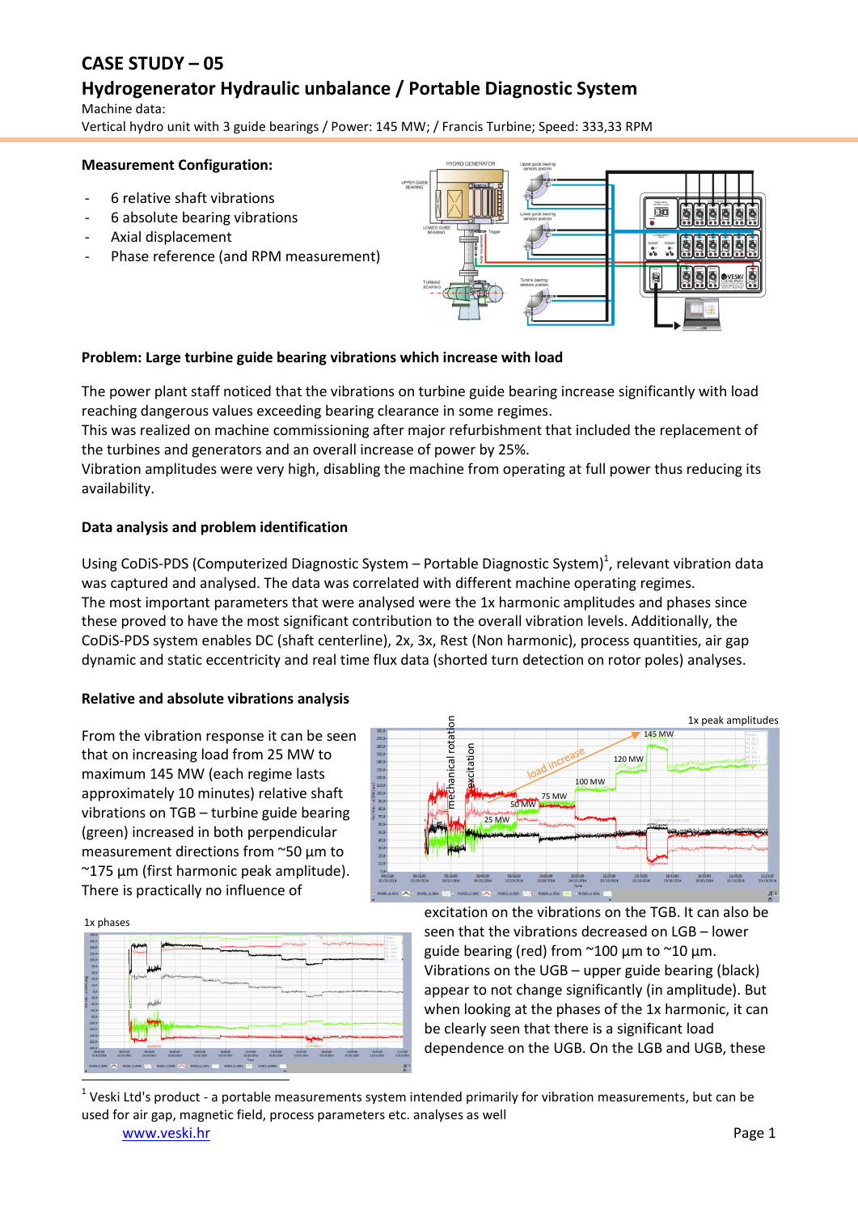# CASE STUDY – 05

## Hydrogenerator Hydraulic unbalance / Portable Diagnostic System

Machine data:
Vertical hydro unit with 3 guide bearings / Power: 145 MW; / Francis Turbine; Speed: 333,33 RPM

**Measurement Configuration:**

- 6 relative shaft vibrations
- 6 absolute bearing vibrations
- Axial displacement
- Phase reference (and RPM measurement)

**Problem: Large turbine guide bearing vibrations which increase with load**

The power plant staff noticed that the vibrations on turbine guide bearing increase significantly with load reaching dangerous values exceeding bearing clearance in some regimes.
This was realized on machine commissioning after major refurbishment that included the replacement of the turbines and generators and an overall increase of power by 25%.
Vibration amplitudes were very high, disabling the machine from operating at full power thus reducing its availability.

**Data analysis and problem identification**

Using CoDiS-PDS (Computerized Diagnostic System – Portable Diagnostic System)[1], relevant vibration data was captured and analysed. The data was correlated with different machine operating regimes.
The most important parameters that were analysed were the 1x harmonic amplitudes and phases since these proved to have the most significant contribution to the overall vibration levels. Additionally, the CoDiS-PDS system enables DC (shaft centerline), 2x, 3x, Rest (Non harmonic), process quantities, air gap dynamic and static eccentricity and real time flux data (shorted turn detection on rotor poles) analyses.

**Relative and absolute vibrations analysis**

From the vibration response it can be seen that on increasing load from 25 MW to maximum 145 MW (each regime lasts approximately 10 minutes) relative shaft vibrations on TGB – turbine guide bearing (green) increased in both perpendicular measurement directions from ~50 µm to ~175 µm (first harmonic peak amplitude). There is practically no influence of excitation on the vibrations on the TGB. It can also be seen that the vibrations decreased on LGB – lower guide bearing (red) from ~100 µm to ~10 µm. Vibrations on the UGB – upper guide bearing (black) appear to not change significantly (in amplitude). But when looking at the phases of the 1x harmonic, it can be clearly seen that there is a significant load dependence on the UGB. On the LGB and UGB, these

1x peak amplitudes

1x phases

---

[1] Veski Ltd's product - a portable measurements system intended primarily for vibration measurements, but can be used for air gap, magnetic field, process parameters etc. analyses as well

www.veski.hr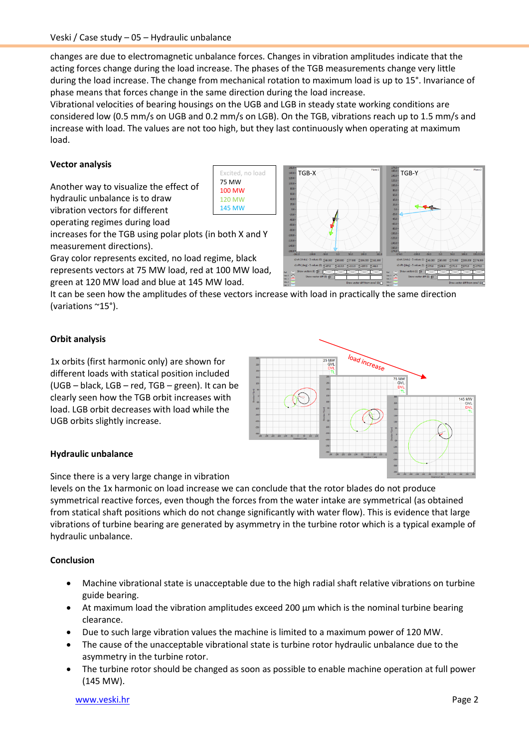changes are due to electromagnetic unbalance forces. Changes in vibration amplitudes indicate that the acting forces change during the load increase. The phases of the TGB measurements change very little during the load increase. The change from mechanical rotation to maximum load is up to 15°. Invariance of phase means that forces change in the same direction during the load increase.
Vibrational velocities of bearing housings on the UGB and LGB in steady state working conditions are considered low (0.5 mm/s on UGB and 0.2 mm/s on LGB). On the TGB, vibrations reach up to 1.5 mm/s and increase with load. The values are not too high, but they last continuously when operating at maximum load.

### Vector analysis

Excited, no load
75 MW
100 MW
120 MW
145 MW

TGB-X

TGB-Y

Another way to visualize the effect of hydraulic unbalance is to draw vibration vectors for different operating regimes during load increases for the TGB using polar plots (in both X and Y measurement directions).
Gray color represents excited, no load regime, black represents vectors at 75 MW load, red at 100 MW load, green at 120 MW load and blue at 145 MW load.
It can be seen how the amplitudes of these vectors increase with load in practically the same direction (variations ~15°).

### Orbit analysis

load increase

25 MW
GVL
DVL
TL

75 MW
GVL
DVL
TL

145 MW
GVL
DVL
TL

1x orbits (first harmonic only) are shown for different loads with statical position included (UGB – black, LGB – red, TGB – green). It can be clearly seen how the TGB orbit increases with load. LGB orbit decreases with load while the UGB orbits slightly increase.

### Hydraulic unbalance

Since there is a very large change in vibration levels on the 1x harmonic on load increase we can conclude that the rotor blades do not produce symmetrical reactive forces, even though the forces from the water intake are symmetrical (as obtained from statical shaft positions which do not change significantly with water flow). This is evidence that large vibrations of turbine bearing are generated by asymmetry in the turbine rotor which is a typical example of hydraulic unbalance.

### Conclusion

- Machine vibrational state is unacceptable due to the high radial shaft relative vibrations on turbine guide bearing.
- At maximum load the vibration amplitudes exceed 200 µm which is the nominal turbine bearing clearance.
- Due to such large vibration values the machine is limited to a maximum power of 120 MW.
- The cause of the unacceptable vibrational state is turbine rotor hydraulic unbalance due to the asymmetry in the turbine rotor.
- The turbine rotor should be changed as soon as possible to enable machine operation at full power (145 MW).

www.veski.hr